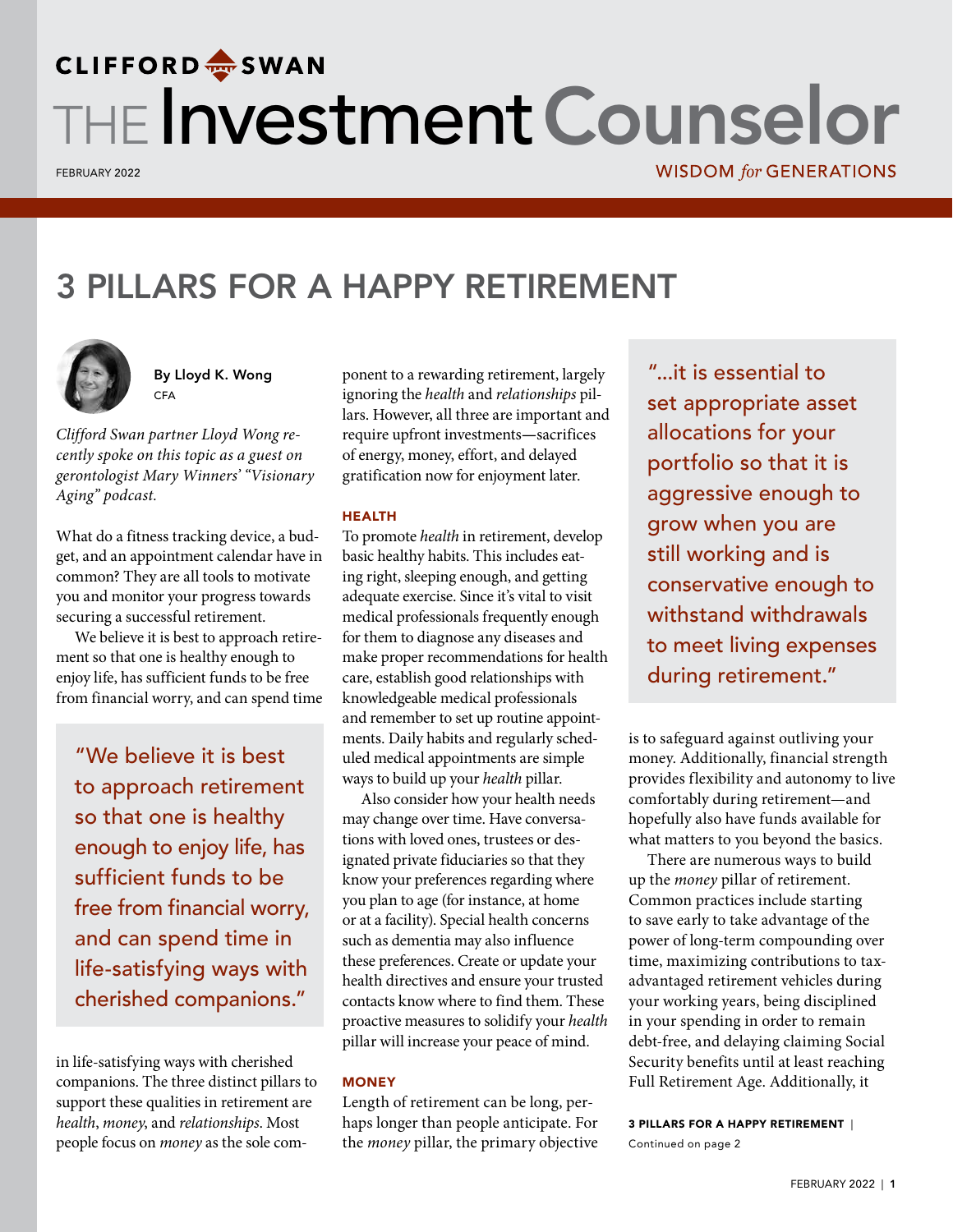CLIFFORD SWAN

# THE Investment Counselor

FEBRUARY 2022

WISDOM *for* GENERATIONS

## 3 PILLARS FOR A HAPPY RETIREMENT

**By Lloyd K. Wong**
CFA

*Clifford Swan partner Lloyd Wong recently spoke on this topic as a guest on gerontologist Mary Winners' "Visionary Aging" podcast.*

What do a fitness tracking device, a budget, and an appointment calendar have in common? They are all tools to motivate you and monitor your progress towards securing a successful retirement.

We believe it is best to approach retirement so that one is healthy enough to enjoy life, has sufficient funds to be free from financial worry, and can spend time in life-satisfying ways with cherished companions. The three distinct pillars to support these qualities in retirement are *health*, *money*, and *relationships*. Most people focus on *money* as the sole component to a rewarding retirement, largely ignoring the *health* and *relationships* pillars. However, all three are important and require upfront investments—sacrifices of energy, money, effort, and delayed gratification now for enjoyment later.

> "We believe it is best to approach retirement so that one is healthy enough to enjoy life, has sufficient funds to be free from financial worry, and can spend time in life-satisfying ways with cherished companions."

### HEALTH

To promote *health* in retirement, develop basic healthy habits. This includes eating right, sleeping enough, and getting adequate exercise. Since it's vital to visit medical professionals frequently enough for them to diagnose any diseases and make proper recommendations for health care, establish good relationships with knowledgeable medical professionals and remember to set up routine appointments. Daily habits and regularly scheduled medical appointments are simple ways to build up your *health* pillar.

Also consider how your health needs may change over time. Have conversations with loved ones, trustees or designated private fiduciaries so that they know your preferences regarding where you plan to age (for instance, at home or at a facility). Special health concerns such as dementia may also influence these preferences. Create or update your health directives and ensure your trusted contacts know where to find them. These proactive measures to solidify your *health* pillar will increase your peace of mind.

### MONEY

Length of retirement can be long, perhaps longer than people anticipate. For the *money* pillar, the primary objective is to safeguard against outliving your money. Additionally, financial strength provides flexibility and autonomy to live comfortably during retirement—and hopefully also have funds available for what matters to you beyond the basics.

> "…it is essential to set appropriate asset allocations for your portfolio so that it is aggressive enough to grow when you are still working and is conservative enough to withstand withdrawals to meet living expenses during retirement."

There are numerous ways to build up the *money* pillar of retirement. Common practices include starting to save early to take advantage of the power of long-term compounding over time, maximizing contributions to tax-advantaged retirement vehicles during your working years, being disciplined in your spending in order to remain debt-free, and delaying claiming Social Security benefits until at least reaching Full Retirement Age. Additionally, it

**3 PILLARS FOR A HAPPY RETIREMENT** | Continued on page 2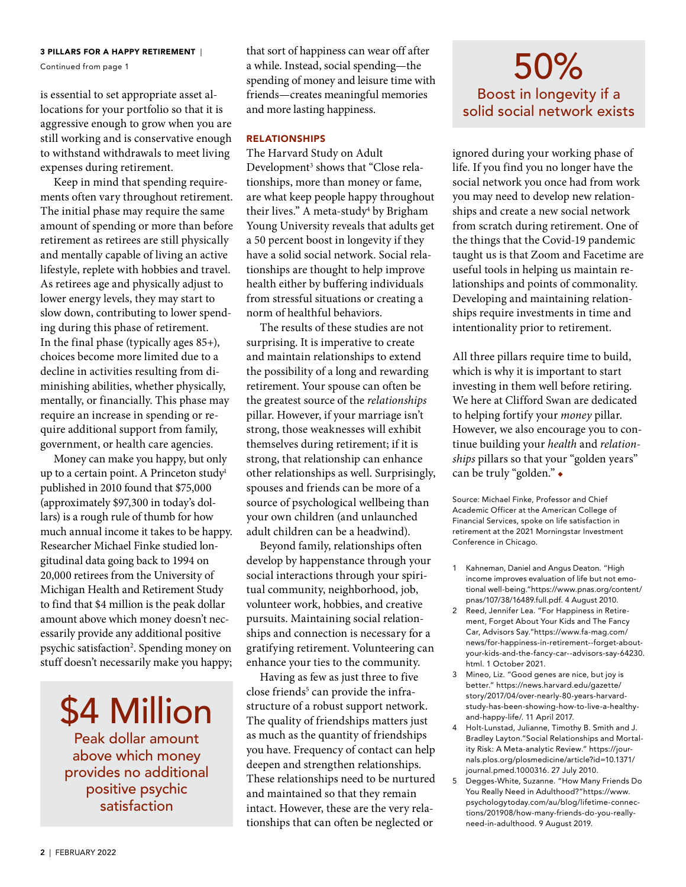**3 PILLARS FOR A HAPPY RETIREMENT** | Continued from page 1

is essential to set appropriate asset allocations for your portfolio so that it is aggressive enough to grow when you are still working and is conservative enough to withstand withdrawals to meet living expenses during retirement.

Keep in mind that spending requirements often vary throughout retirement. The initial phase may require the same amount of spending or more than before retirement as retirees are still physically and mentally capable of living an active lifestyle, replete with hobbies and travel. As retirees age and physically adjust to lower energy levels, they may start to slow down, contributing to lower spending during this phase of retirement. In the final phase (typically ages 85+), choices become more limited due to a decline in activities resulting from diminishing abilities, whether physically, mentally, or financially. This phase may require an increase in spending or require additional support from family, government, or health care agencies.

Money can make you happy, but only up to a certain point. A Princeton study[1] published in 2010 found that $75,000 (approximately $97,300 in today's dollars) is a rough rule of thumb for how much annual income it takes to be happy. Researcher Michael Finke studied longitudinal data going back to 1994 on 20,000 retirees from the University of Michigan Health and Retirement Study to find that $4 million is the peak dollar amount above which money doesn't necessarily provide any additional positive psychic satisfaction[2]. Spending money on stuff doesn't necessarily make you happy; that sort of happiness can wear off after a while. Instead, social spending—the spending of money and leisure time with friends—creates meaningful memories and more lasting happiness.

> **$4 Million**
> Peak dollar amount above which money provides no additional positive psychic satisfaction

### RELATIONSHIPS

The Harvard Study on Adult Development[3] shows that "Close relationships, more than money or fame, are what keep people happy throughout their lives." A meta-study[4] by Brigham Young University reveals that adults get a 50 percent boost in longevity if they have a solid social network. Social relationships are thought to help improve health either by buffering individuals from stressful situations or creating a norm of healthful behaviors.

The results of these studies are not surprising. It is imperative to create and maintain relationships to extend the possibility of a long and rewarding retirement. Your spouse can often be the greatest source of the *relationships* pillar. However, if your marriage isn't strong, those weaknesses will exhibit themselves during retirement; if it is strong, that relationship can enhance other relationships as well. Surprisingly, spouses and friends can be more of a source of psychological wellbeing than your own children (and unlaunched adult children can be a headwind).

Beyond family, relationships often develop by happenstance through your social interactions through your spiritual community, neighborhood, job, volunteer work, hobbies, and creative pursuits. Maintaining social relationships and connection is necessary for a gratifying retirement. Volunteering can enhance your ties to the community.

Having as few as just three to five close friends[5] can provide the infrastructure of a robust support network. The quality of friendships matters just as much as the quantity of friendships you have. Frequency of contact can help deepen and strengthen relationships. These relationships need to be nurtured and maintained so that they remain intact. However, these are the very relationships that can often be neglected or ignored during your working phase of life. If you find you no longer have the social network you once had from work you may need to develop new relationships and create a new social network from scratch during retirement. One of the things that the Covid-19 pandemic taught us is that Zoom and Facetime are useful tools in helping us maintain relationships and points of commonality. Developing and maintaining relationships require investments in time and intentionality prior to retirement.

> **50%**
> Boost in longevity if a solid social network exists

All three pillars require time to build, which is why it is important to start investing in them well before retiring. We here at Clifford Swan are dedicated to helping fortify your *money* pillar. However, we also encourage you to continue building your *health* and *relationships* pillars so that your "golden years" can be truly "golden." ◆

Source: Michael Finke, Professor and Chief Academic Officer at the American College of Financial Services, spoke on life satisfaction in retirement at the 2021 Morningstar Investment Conference in Chicago.

1. Kahneman, Daniel and Angus Deaton. "High income improves evaluation of life but not emotional well-being."https://www.pnas.org/content/pnas/107/38/16489.full.pdf. 4 August 2010.
2. Reed, Jennifer Lea. "For Happiness in Retirement, Forget About Your Kids and The Fancy Car, Advisors Say."https://www.fa-mag.com/news/for-happiness-in-retirement--forget-about-your-kids-and-the-fancy-car--advisors-say-64230.html. 1 October 2021.
3. Mineo, Liz. "Good genes are nice, but joy is better." https://news.harvard.edu/gazette/story/2017/04/over-nearly-80-years-harvard-study-has-been-showing-how-to-live-a-healthy-and-happy-life/. 11 April 2017.
4. Holt-Lunstad, Julianne, Timothy B. Smith and J. Bradley Layton."Social Relationships and Mortality Risk: A Meta-analytic Review." https://journals.plos.org/plosmedicine/article?id=10.1371/journal.pmed.1000316. 27 July 2010.
5. Degges-White, Suzanne. "How Many Friends Do You Really Need in Adulthood?"https://www.psychologytoday.com/au/blog/lifetime-connections/201908/how-many-friends-do-you-really-need-in-adulthood. 9 August 2019.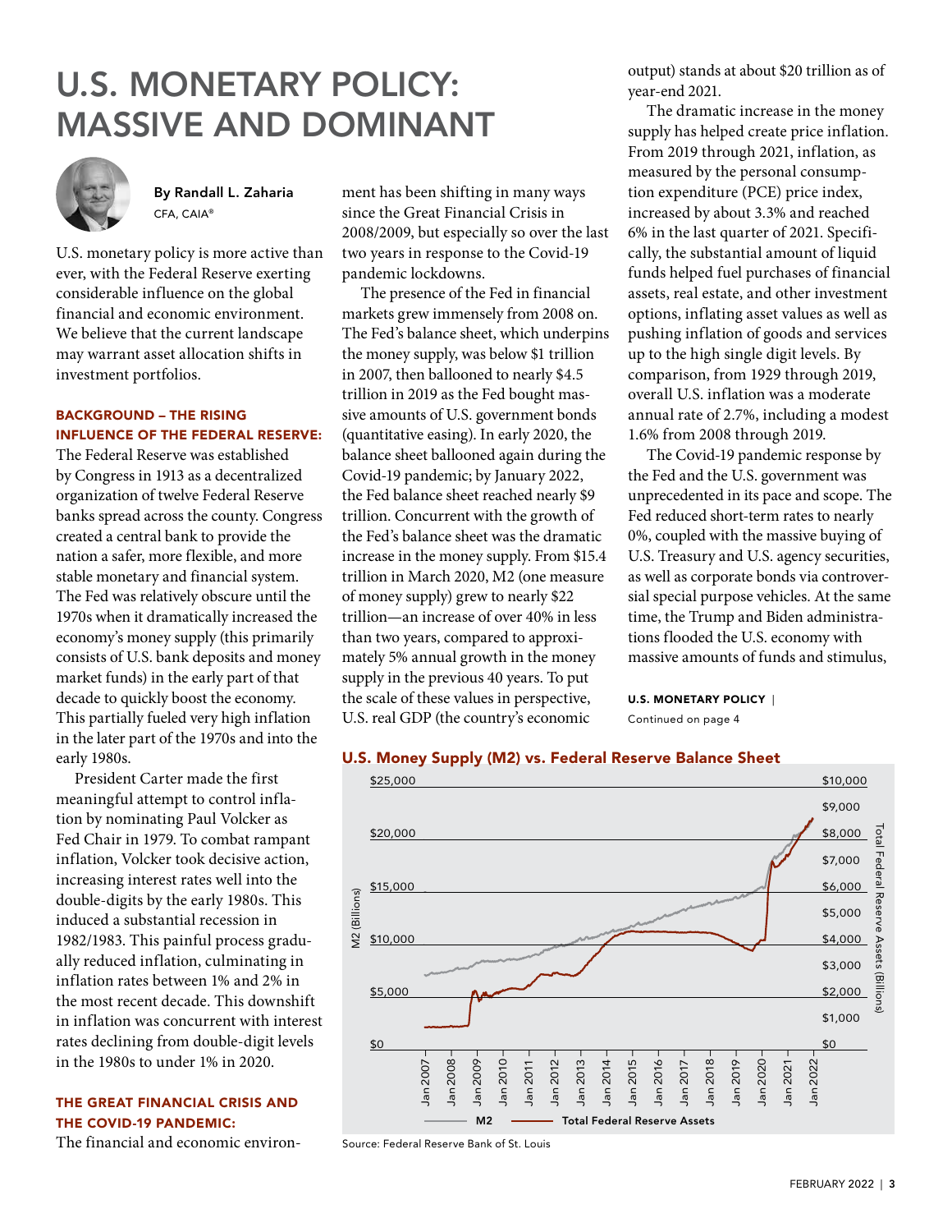# U.S. MONETARY POLICY: MASSIVE AND DOMINANT

**By Randall L. Zaharia**
CFA, CAIA®

U.S. monetary policy is more active than ever, with the Federal Reserve exerting considerable influence on the global financial and economic environment. We believe that the current landscape may warrant asset allocation shifts in investment portfolios.

### BACKGROUND – THE RISING INFLUENCE OF THE FEDERAL RESERVE:

The Federal Reserve was established by Congress in 1913 as a decentralized organization of twelve Federal Reserve banks spread across the county. Congress created a central bank to provide the nation a safer, more flexible, and more stable monetary and financial system. The Fed was relatively obscure until the 1970s when it dramatically increased the economy's money supply (this primarily consists of U.S. bank deposits and money market funds) in the early part of that decade to quickly boost the economy. This partially fueled very high inflation in the later part of the 1970s and into the early 1980s.

President Carter made the first meaningful attempt to control inflation by nominating Paul Volcker as Fed Chair in 1979. To combat rampant inflation, Volcker took decisive action, increasing interest rates well into the double-digits by the early 1980s. This induced a substantial recession in 1982/1983. This painful process gradually reduced inflation, culminating in inflation rates between 1% and 2% in the most recent decade. This downshift in inflation was concurrent with interest rates declining from double-digit levels in the 1980s to under 1% in 2020.

### THE GREAT FINANCIAL CRISIS AND THE COVID-19 PANDEMIC:

The financial and economic environment has been shifting in many ways since the Great Financial Crisis in 2008/2009, but especially so over the last two years in response to the Covid-19 pandemic lockdowns.

The presence of the Fed in financial markets grew immensely from 2008 on. The Fed's balance sheet, which underpins the money supply, was below $1 trillion in 2007, then ballooned to nearly $4.5 trillion in 2019 as the Fed bought massive amounts of U.S. government bonds (quantitative easing). In early 2020, the balance sheet ballooned again during the Covid-19 pandemic; by January 2022, the Fed balance sheet reached nearly $9 trillion. Concurrent with the growth of the Fed's balance sheet was the dramatic increase in the money supply. From $15.4 trillion in March 2020, M2 (one measure of money supply) grew to nearly $22 trillion—an increase of over 40% in less than two years, compared to approximately 5% annual growth in the money supply in the previous 40 years. To put the scale of these values in perspective, U.S. real GDP (the country's economic output) stands at about $20 trillion as of year-end 2021.

The dramatic increase in the money supply has helped create price inflation. From 2019 through 2021, inflation, as measured by the personal consumption expenditure (PCE) price index, increased by about 3.3% and reached 6% in the last quarter of 2021. Specifically, the substantial amount of liquid funds helped fuel purchases of financial assets, real estate, and other investment options, inflating asset values as well as pushing inflation of goods and services up to the high single digit levels. By comparison, from 1929 through 2019, overall U.S. inflation was a moderate annual rate of 2.7%, including a modest 1.6% from 2008 through 2019.

The Covid-19 pandemic response by the Fed and the U.S. government was unprecedented in its pace and scope. The Fed reduced short-term rates to nearly 0%, coupled with the massive buying of U.S. Treasury and U.S. agency securities, as well as corporate bonds via controversial special purpose vehicles. At the same time, the Trump and Biden administrations flooded the U.S. economy with massive amounts of funds and stimulus,

**U.S. MONETARY POLICY** | Continued on page 4

**U.S. Money Supply (M2) vs. Federal Reserve Balance Sheet**

Source: Federal Reserve Bank of St. Louis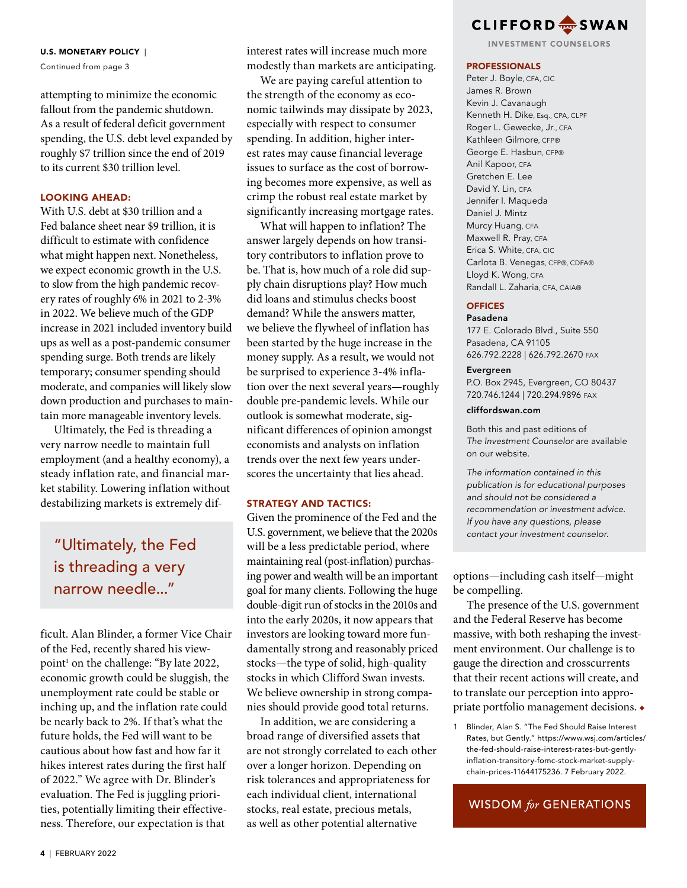U.S. MONETARY POLICY |

Continued from page 3

attempting to minimize the economic fallout from the pandemic shutdown. As a result of federal deficit government spending, the U.S. debt level expanded by roughly $7 trillion since the end of 2019 to its current $30 trillion level.

### LOOKING AHEAD:

With U.S. debt at $30 trillion and a Fed balance sheet near $9 trillion, it is difficult to estimate with confidence what might happen next. Nonetheless, we expect economic growth in the U.S. to slow from the high pandemic recovery rates of roughly 6% in 2021 to 2-3% in 2022. We believe much of the GDP increase in 2021 included inventory build ups as well as a post-pandemic consumer spending surge. Both trends are likely temporary; consumer spending should moderate, and companies will likely slow down production and purchases to maintain more manageable inventory levels.

Ultimately, the Fed is threading a very narrow needle to maintain full employment (and a healthy economy), a steady inflation rate, and financial market stability. Lowering inflation without destabilizing markets is extremely difficult. Alan Blinder, a former Vice Chair of the Fed, recently shared his viewpoint[1] on the challenge: "By late 2022, economic growth could be sluggish, the unemployment rate could be stable or inching up, and the inflation rate could be nearly back to 2%. If that's what the future holds, the Fed will want to be cautious about how fast and how far it hikes interest rates during the first half of 2022." We agree with Dr. Blinder's evaluation. The Fed is juggling priorities, potentially limiting their effectiveness. Therefore, our expectation is that interest rates will increase much more modestly than markets are anticipating.

> "Ultimately, the Fed is threading a very narrow needle..."

We are paying careful attention to the strength of the economy as economic tailwinds may dissipate by 2023, especially with respect to consumer spending. In addition, higher interest rates may cause financial leverage issues to surface as the cost of borrowing becomes more expensive, as well as crimp the robust real estate market by significantly increasing mortgage rates.

What will happen to inflation? The answer largely depends on how transitory contributors to inflation prove to be. That is, how much of a role did supply chain disruptions play? How much did loans and stimulus checks boost demand? While the answers matter, we believe the flywheel of inflation has been started by the huge increase in the money supply. As a result, we would not be surprised to experience 3-4% inflation over the next several years—roughly double pre-pandemic levels. While our outlook is somewhat moderate, significant differences of opinion amongst economists and analysts on inflation trends over the next few years underscores the uncertainty that lies ahead.

### STRATEGY AND TACTICS:

Given the prominence of the Fed and the U.S. government, we believe that the 2020s will be a less predictable period, where maintaining real (post-inflation) purchasing power and wealth will be an important goal for many clients. Following the huge double-digit run of stocks in the 2010s and into the early 2020s, it now appears that investors are looking toward more fundamentally strong and reasonably priced stocks—the type of solid, high-quality stocks in which Clifford Swan invests. We believe ownership in strong companies should provide good total returns.

In addition, we are considering a broad range of diversified assets that are not strongly correlated to each other over a longer horizon. Depending on risk tolerances and appropriateness for each individual client, international stocks, real estate, precious metals, as well as other potential alternative options—including cash itself—might be compelling.

The presence of the U.S. government and the Federal Reserve has become massive, with both reshaping the investment environment. Our challenge is to gauge the direction and crosscurrents that their recent actions will create, and to translate our perception into appropriate portfolio management decisions. ◆

1 Blinder, Alan S. "The Fed Should Raise Interest Rates, but Gently." https://www.wsj.com/articles/the-fed-should-raise-interest-rates-but-gently-inflation-transitory-fomc-stock-market-supply-chain-prices-11644175236. 7 February 2022.

---

CLIFFORD SWAN
INVESTMENT COUNSELORS

**PROFESSIONALS**

Peter J. Boyle, CFA, CIC
James R. Brown
Kevin J. Cavanaugh
Kenneth H. Dike, Esq., CPA, CLPF
Roger L. Gewecke, Jr., CFA
Kathleen Gilmore, CFP®
George E. Hasbun, CFP®
Anil Kapoor, CFA
Gretchen E. Lee
David Y. Lin, CFA
Jennifer I. Maqueda
Daniel J. Mintz
Murcy Huang, CFA
Maxwell R. Pray, CFA
Erica S. White, CFA, CIC
Carlota B. Venegas, CFP®, CDFA®
Lloyd K. Wong, CFA
Randall L. Zaharia, CFA, CAIA®

**OFFICES**

**Pasadena**
177 E. Colorado Blvd., Suite 550
Pasadena, CA 91105
626.792.2228 | 626.792.2670 FAX

**Evergreen**
P.O. Box 2945, Evergreen, CO 80437
720.746.1244 | 720.294.9896 FAX

**cliffordswan.com**

Both this and past editions of *The Investment Counselor* are available on our website.

*The information contained in this publication is for educational purposes and should not be considered a recommendation or investment advice. If you have any questions, please contact your investment counselor.*

WISDOM *for* GENERATIONS